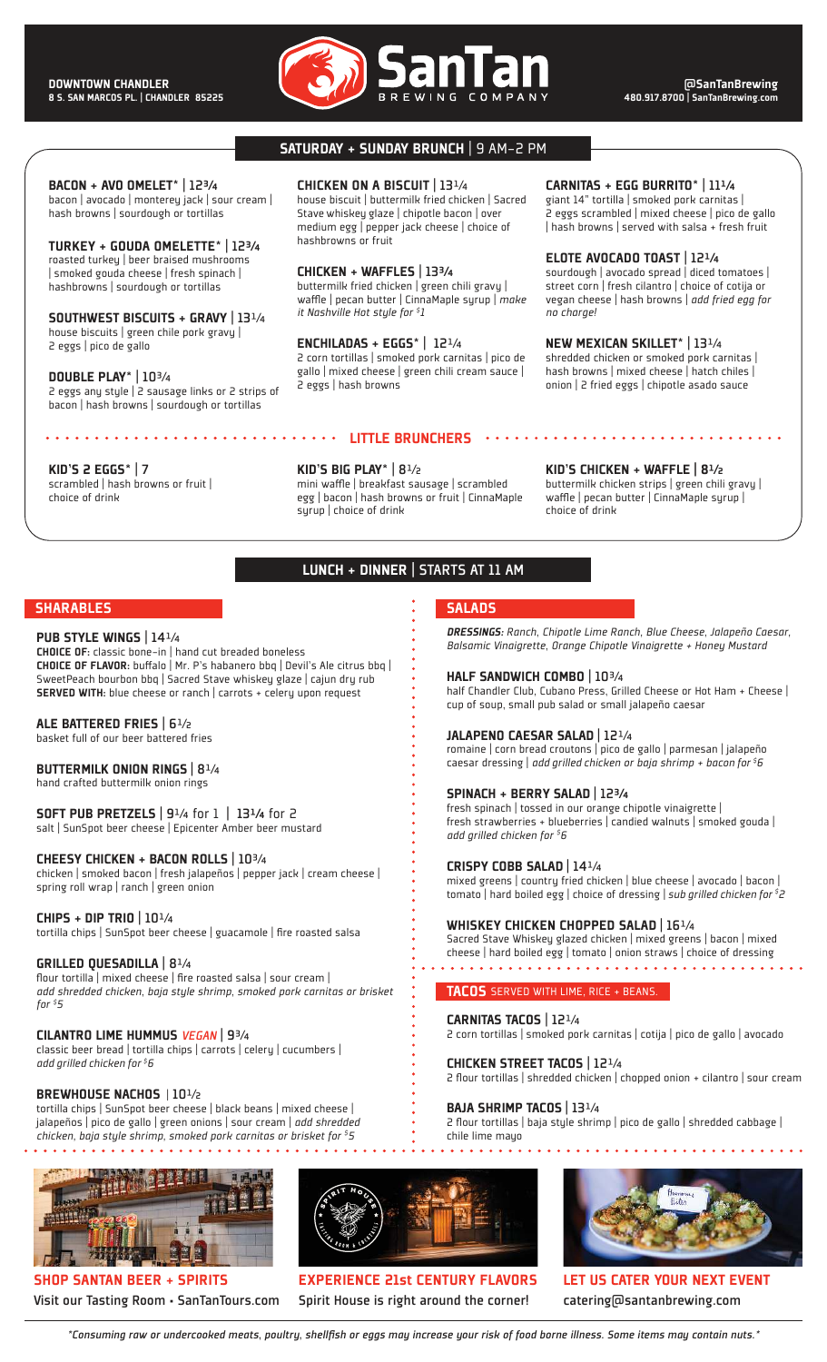**DOWNTOWN CHANDLER**
**8 S. SAN MARCOS PL. | CHANDLER 85225**

# SanTan BREWING COMPANY

**@SanTanBrewing**
**480.917.8700 | SanTanBrewing.com**

## SATURDAY + SUNDAY BRUNCH | 9 AM–2 PM

**BACON + AVO OMELET\* | 12¾**
bacon | avocado | monterey jack | sour cream | hash browns | sourdough or tortillas

**TURKEY + GOUDA OMELETTE\* | 12¾**
roasted turkey | beer braised mushrooms | smoked gouda cheese | fresh spinach | hashbrowns | sourdough or tortillas

**SOUTHWEST BISCUITS + GRAVY | 13¼**
house biscuits | green chile pork gravy | 2 eggs | pico de gallo

**DOUBLE PLAY\* | 10¾**
2 eggs any style | 2 sausage links or 2 strips of bacon | hash browns | sourdough or tortillas

**CHICKEN ON A BISCUIT | 13¼**
house biscuit | buttermilk fried chicken | Sacred Stave whiskey glaze | chipotle bacon | over medium egg | pepper jack cheese | choice of hashbrowns or fruit

**CHICKEN + WAFFLES | 13¾**
buttermilk fried chicken | green chili gravy | waffle | pecan butter | CinnaMaple syrup | *make it Nashville Hot style for $1*

**ENCHILADAS + EGGS\* | 12¼**
2 corn tortillas | smoked pork carnitas | pico de gallo | mixed cheese | green chili cream sauce | 2 eggs | hash browns

**CARNITAS + EGG BURRITO\* | 11¼**
giant 14" tortilla | smoked pork carnitas | 2 eggs scrambled | mixed cheese | pico de gallo | hash browns | served with salsa + fresh fruit

**ELOTE AVOCADO TOAST | 12¼**
sourdough | avocado spread | diced tomatoes | street corn | fresh cilantro | choice of cotija or vegan cheese | hash browns | *add fried egg for no charge!*

**NEW MEXICAN SKILLET\* | 13¼**
shredded chicken or smoked pork carnitas | hash browns | mixed cheese | hatch chiles | onion | 2 fried eggs | chipotle asado sauce

### LITTLE BRUNCHERS

**KID'S 2 EGGS\* | 7**
scrambled | hash browns or fruit | choice of drink

**KID'S BIG PLAY\* | 8½**
mini waffle | breakfast sausage | scrambled egg | bacon | hash browns or fruit | CinnaMaple syrup | choice of drink

**KID'S CHICKEN + WAFFLE | 8½**
buttermilk chicken strips | green chili gravy | waffle | pecan butter | CinnaMaple syrup | choice of drink

## LUNCH + DINNER | STARTS AT 11 AM

### SHARABLES

**PUB STYLE WINGS | 14¼**
**CHOICE OF:** classic bone-in | hand cut breaded boneless
**CHOICE OF FLAVOR:** buffalo | Mr. P's habanero bbq | Devil's Ale citrus bbq | SweetPeach bourbon bbq | Sacred Stave whiskey glaze | cajun dry rub
**SERVED WITH:** blue cheese or ranch | carrots + celery upon request

**ALE BATTERED FRIES | 6½**
basket full of our beer battered fries

**BUTTERMILK ONION RINGS | 8¼**
hand crafted buttermilk onion rings

**SOFT PUB PRETZELS | 9¼ for 1 | 13¼ for 2**
salt | SunSpot beer cheese | Epicenter Amber beer mustard

**CHEESY CHICKEN + BACON ROLLS | 10¾**
chicken | smoked bacon | fresh jalapeños | pepper jack | cream cheese | spring roll wrap | ranch | green onion

**CHIPS + DIP TRIO | 10¼**
tortilla chips | SunSpot beer cheese | guacamole | fire roasted salsa

**GRILLED QUESADILLA | 8¼**
flour tortilla | mixed cheese | fire roasted salsa | sour cream | *add shredded chicken, baja style shrimp, smoked pork carnitas or brisket for $5*

**CILANTRO LIME HUMMUS** *VEGAN* **| 9¾**
classic beer bread | tortilla chips | carrots | celery | cucumbers | *add grilled chicken for $6*

**BREWHOUSE NACHOS | 10½**
tortilla chips | SunSpot beer cheese | black beans | mixed cheese | jalapeños | pico de gallo | green onions | sour cream | *add shredded chicken, baja style shrimp, smoked pork carnitas or brisket for $5*

### SALADS

***DRESSINGS:*** *Ranch, Chipotle Lime Ranch, Blue Cheese, Jalapeño Caesar, Balsamic Vinaigrette, Orange Chipotle Vinaigrette + Honey Mustard*

**HALF SANDWICH COMBO | 10¾**
half Chandler Club, Cubano Press, Grilled Cheese or Hot Ham + Cheese | cup of soup, small pub salad or small jalapeño caesar

**JALAPENO CAESAR SALAD | 12¼**
romaine | corn bread croutons | pico de gallo | parmesan | jalapeño caesar dressing | *add grilled chicken or baja shrimp + bacon for $6*

**SPINACH + BERRY SALAD | 12¾**
fresh spinach | tossed in our orange chipotle vinaigrette | fresh strawberries + blueberries | candied walnuts | smoked gouda | *add grilled chicken for $6*

**CRISPY COBB SALAD | 14¼**
mixed greens | country fried chicken | blue cheese | avocado | bacon | tomato | hard boiled egg | choice of dressing | *sub grilled chicken for $2*

**WHISKEY CHICKEN CHOPPED SALAD | 16¼**
Sacred Stave Whiskey glazed chicken | mixed greens | bacon | mixed cheese | hard boiled egg | tomato | onion straws | choice of dressing

### TACOS SERVED WITH LIME, RICE + BEANS.

**CARNITAS TACOS | 12¼**
2 corn tortillas | smoked pork carnitas | cotija | pico de gallo | avocado

**CHICKEN STREET TACOS | 12¼**
2 flour tortillas | shredded chicken | chopped onion + cilantro | sour cream

**BAJA SHRIMP TACOS | 13¼**
2 flour tortillas | baja style shrimp | pico de gallo | shredded cabbage | chile lime mayo

**SHOP SANTAN BEER + SPIRITS**
Visit our Tasting Room • SanTanTours.com

**EXPERIENCE 21st CENTURY FLAVORS**
Spirit House is right around the corner!

**LET US CATER YOUR NEXT EVENT**
catering@santanbrewing.com

*\*Consuming raw or undercooked meats, poultry, shellfish or eggs may increase your risk of food borne illness. Some items may contain nuts.\**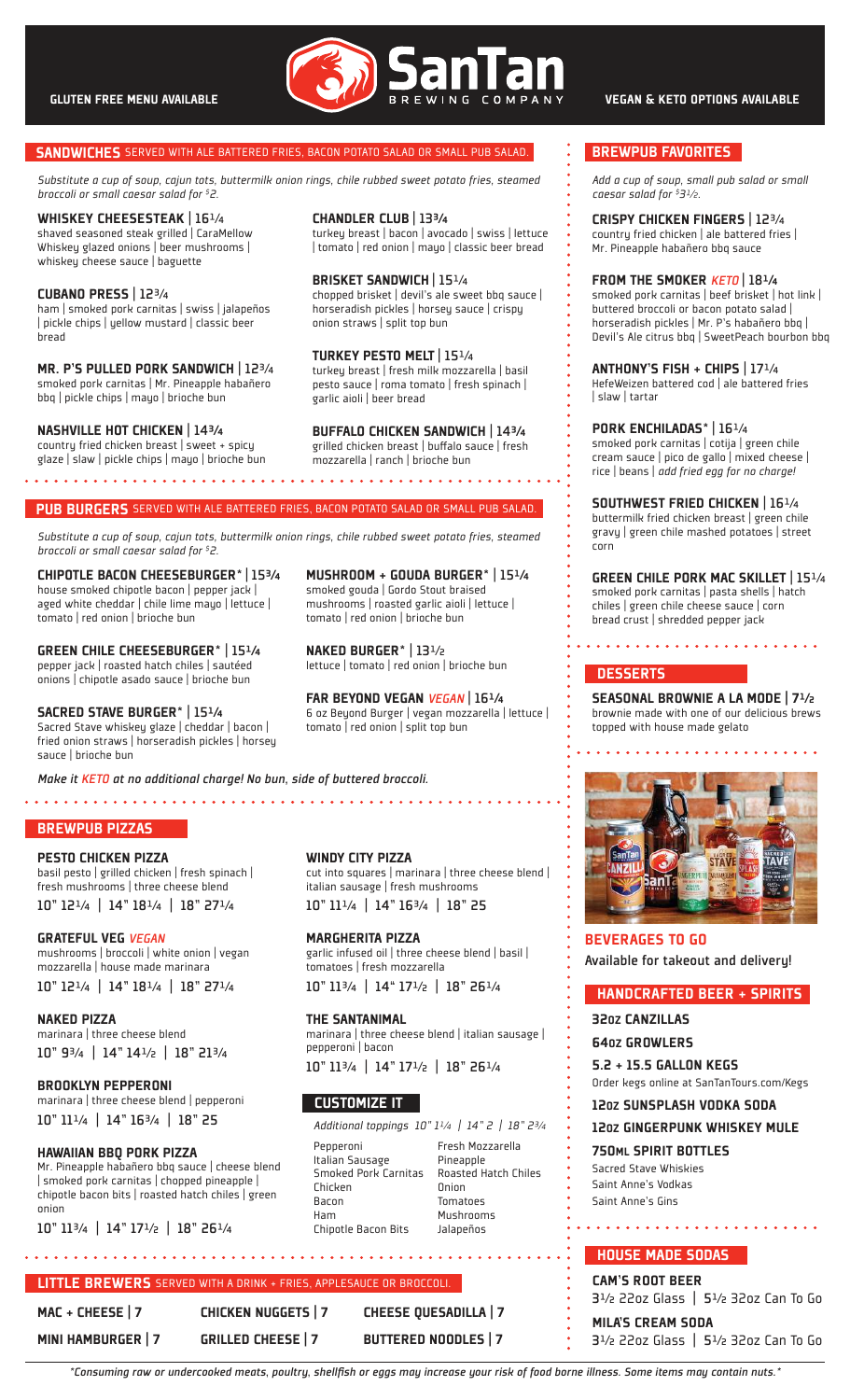GLUTEN FREE MENU AVAILABLE

# SanTan BREWING COMPANY

VEGAN & KETO OPTIONS AVAILABLE

## SANDWICHES SERVED WITH ALE BATTERED FRIES, BACON POTATO SALAD OR SMALL PUB SALAD.

*Substitute a cup of soup, cajun tots, buttermilk onion rings, chile rubbed sweet potato fries, steamed broccoli or small caesar salad for $2.*

**WHISKEY CHEESESTEAK | 16¼**
shaved seasoned steak grilled | CaraMellow Whiskey glazed onions | beer mushrooms | whiskey cheese sauce | baguette

**CUBANO PRESS | 12¾**
ham | smoked pork carnitas | swiss | jalapeños | pickle chips | yellow mustard | classic beer bread

**MR. P'S PULLED PORK SANDWICH | 12¾**
smoked pork carnitas | Mr. Pineapple habañero bbq | pickle chips | mayo | brioche bun

**NASHVILLE HOT CHICKEN | 14¾**
country fried chicken breast | sweet + spicy glaze | slaw | pickle chips | mayo | brioche bun

**CHANDLER CLUB | 13¾**
turkey breast | bacon | avocado | swiss | lettuce | tomato | red onion | mayo | classic beer bread

**BRISKET SANDWICH | 15¼**
chopped brisket | devil's ale sweet bbq sauce | horseradish pickles | horsey sauce | crispy onion straws | split top bun

**TURKEY PESTO MELT | 15¼**
turkey breast | fresh milk mozzarella | basil pesto sauce | roma tomato | fresh spinach | garlic aioli | beer bread

**BUFFALO CHICKEN SANDWICH | 14¾**
grilled chicken breast | buffalo sauce | fresh mozzarella | ranch | brioche bun

## PUB BURGERS SERVED WITH ALE BATTERED FRIES, BACON POTATO SALAD OR SMALL PUB SALAD.

*Substitute a cup of soup, cajun tots, buttermilk onion rings, chile rubbed sweet potato fries, steamed broccoli or small caesar salad for $2.*

**CHIPOTLE BACON CHEESEBURGER* | 15¾**
house smoked chipotle bacon | pepper jack | aged white cheddar | chile lime mayo | lettuce | tomato | red onion | brioche bun

**GREEN CHILE CHEESEBURGER* | 15¼**
pepper jack | roasted hatch chiles | sautéed onions | chipotle asado sauce | brioche bun

**SACRED STAVE BURGER* | 15¼**
Sacred Stave whiskey glaze | cheddar | bacon | fried onion straws | horseradish pickles | horsey sauce | brioche bun

**MUSHROOM + GOUDA BURGER* | 15¼**
smoked gouda | Gordo Stout braised mushrooms | roasted garlic aioli | lettuce | tomato | red onion | brioche bun

**NAKED BURGER* | 13½**
lettuce | tomato | red onion | brioche bun

**FAR BEYOND VEGAN *VEGAN* | 16¼**
6 oz Beyond Burger | vegan mozzarella | lettuce | tomato | red onion | split top bun

*Make it KETO at no additional charge! No bun, side of buttered broccoli.*

## BREWPUB PIZZAS

**PESTO CHICKEN PIZZA**
basil pesto | grilled chicken | fresh spinach | fresh mushrooms | three cheese blend
10" 12¼ | 14" 18¼ | 18" 27¼

**GRATEFUL VEG *VEGAN***
mushrooms | broccoli | white onion | vegan mozzarella | house made marinara
10" 12¼ | 14" 18¼ | 18" 27¼

**NAKED PIZZA**
marinara | three cheese blend
10" 9¾ | 14" 14½ | 18" 21¾

**BROOKLYN PEPPERONI**
marinara | three cheese blend | pepperoni
10" 11¼ | 14" 16¾ | 18" 25

**HAWAIIAN BBQ PORK PIZZA**
Mr. Pineapple habañero bbq sauce | cheese blend | smoked pork carnitas | chopped pineapple | chipotle bacon bits | roasted hatch chiles | green onion
10" 11¾ | 14" 17½ | 18" 26¼

**WINDY CITY PIZZA**
cut into squares | marinara | three cheese blend | italian sausage | fresh mushrooms
10" 11¼ | 14" 16¾ | 18" 25

**MARGHERITA PIZZA**
garlic infused oil | three cheese blend | basil | tomatoes | fresh mozzarella
10" 11¾ | 14" 17½ | 18" 26¼

**THE SANTANIMAL**
marinara | three cheese blend | italian sausage | pepperoni | bacon
10" 11¾ | 14" 17½ | 18" 26¼

### CUSTOMIZE IT

*Additional toppings 10" 1¼ | 14" 2 | 18" 2¾*

| | |
|---|---|
| Pepperoni | Fresh Mozzarella |
| Italian Sausage | Pineapple |
| Smoked Pork Carnitas | Roasted Hatch Chiles |
| Chicken | Onion |
| Bacon | Tomatoes |
| Ham | Mushrooms |
| Chipotle Bacon Bits | Jalapeños |

## LITTLE BREWERS SERVED WITH A DRINK + FRIES, APPLESAUCE OR BROCCOLI.

**MAC + CHEESE | 7** — **CHICKEN NUGGETS | 7** — **CHEESE QUESADILLA | 7**

**MINI HAMBURGER | 7** — **GRILLED CHEESE | 7** — **BUTTERED NOODLES | 7**

## BREWPUB FAVORITES

*Add a cup of soup, small pub salad or small caesar salad for $3½.*

**CRISPY CHICKEN FINGERS | 12¾**
country fried chicken | ale battered fries | Mr. Pineapple habañero bbq sauce

**FROM THE SMOKER *KETO* | 18¼**
smoked pork carnitas | beef brisket | hot link | buttered broccoli or bacon potato salad | horseradish pickles | Mr. P's habañero bbq | Devil's Ale citrus bbq | SweetPeach bourbon bbq

**ANTHONY'S FISH + CHIPS | 17¼**
HefeWeizen battered cod | ale battered fries | slaw | tartar

**PORK ENCHILADAS* | 16¼**
smoked pork carnitas | cotija | green chile cream sauce | pico de gallo | mixed cheese | rice | beans | *add fried egg for no charge!*

**SOUTHWEST FRIED CHICKEN | 16¼**
buttermilk fried chicken breast | green chile gravy | green chile mashed potatoes | street corn

**GREEN CHILE PORK MAC SKILLET | 15¼**
smoked pork carnitas | pasta shells | hatch chiles | green chile cheese sauce | corn bread crust | shredded pepper jack

## DESSERTS

**SEASONAL BROWNIE A LA MODE | 7½**
brownie made with one of our delicious brews topped with house made gelato

## BEVERAGES TO GO

Available for takeout and delivery!

## HANDCRAFTED BEER + SPIRITS

**32OZ CANZILLAS**

**64OZ GROWLERS**

**5.2 + 15.5 GALLON KEGS**
Order kegs online at SanTanTours.com/Kegs

**12OZ SUNSPLASH VODKA SODA**

**12OZ GINGERPUNK WHISKEY MULE**

**750ML SPIRIT BOTTLES**
Sacred Stave Whiskies
Saint Anne's Vodkas
Saint Anne's Gins

## HOUSE MADE SODAS

**CAM'S ROOT BEER**
3½ 22oz Glass | 5½ 32oz Can To Go

**MILA'S CREAM SODA**
3½ 22oz Glass | 5½ 32oz Can To Go

*Consuming raw or undercooked meats, poultry, shellfish or eggs may increase your risk of food borne illness. Some items may contain nuts.*